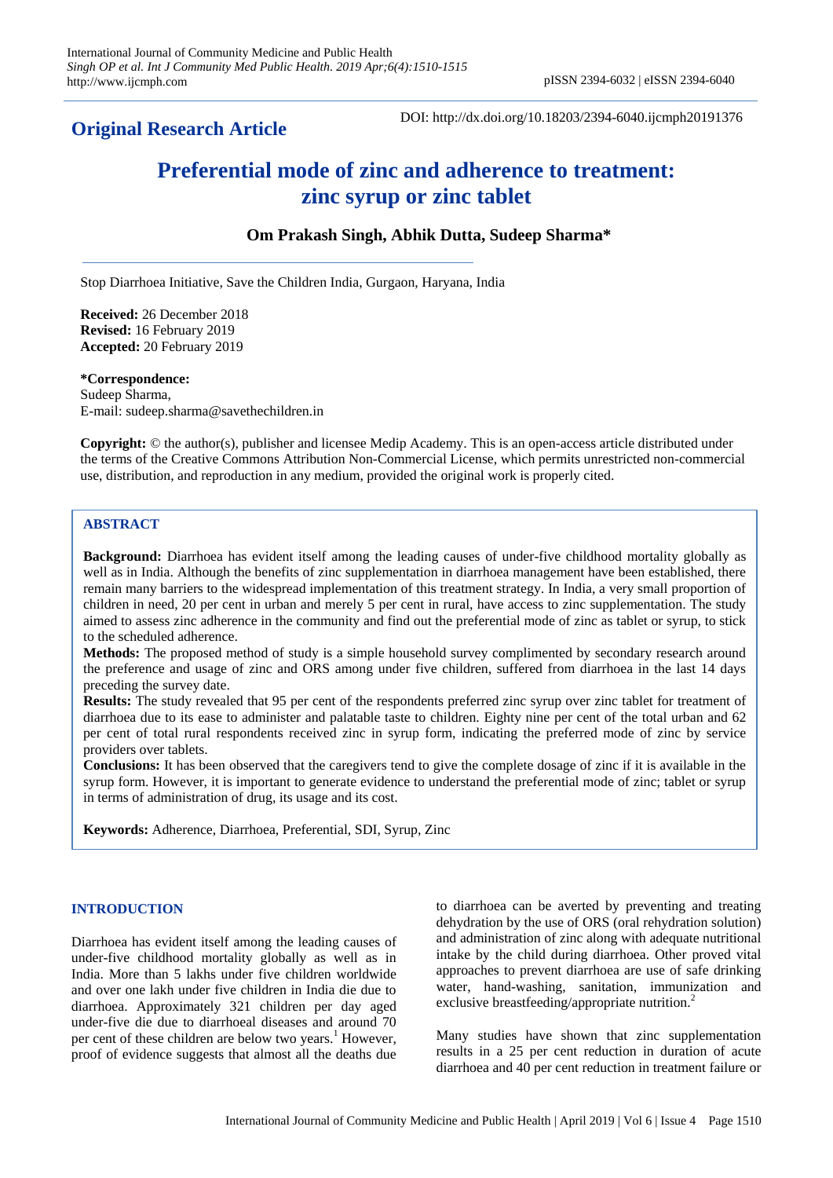**Original Research Article**

DOI: http://dx.doi.org/10.18203/2394-6040.ijcmph20191376

# Preferential mode of zinc and adherence to treatment: zinc syrup or zinc tablet

**Om Prakash Singh, Abhik Dutta, Sudeep Sharma***

Stop Diarrhoea Initiative, Save the Children India, Gurgaon, Haryana, India

**Received:** 26 December 2018
**Revised:** 16 February 2019
**Accepted:** 20 February 2019

**\*Correspondence:**
Sudeep Sharma,
E-mail: sudeep.sharma@savethechildren.in

**Copyright:** © the author(s), publisher and licensee Medip Academy. This is an open-access article distributed under the terms of the Creative Commons Attribution Non-Commercial License, which permits unrestricted non-commercial use, distribution, and reproduction in any medium, provided the original work is properly cited.

## ABSTRACT

**Background:** Diarrhoea has evident itself among the leading causes of under-five childhood mortality globally as well as in India. Although the benefits of zinc supplementation in diarrhoea management have been established, there remain many barriers to the widespread implementation of this treatment strategy. In India, a very small proportion of children in need, 20 per cent in urban and merely 5 per cent in rural, have access to zinc supplementation. The study aimed to assess zinc adherence in the community and find out the preferential mode of zinc as tablet or syrup, to stick to the scheduled adherence.

**Methods:** The proposed method of study is a simple household survey complimented by secondary research around the preference and usage of zinc and ORS among under five children, suffered from diarrhoea in the last 14 days preceding the survey date.

**Results:** The study revealed that 95 per cent of the respondents preferred zinc syrup over zinc tablet for treatment of diarrhoea due to its ease to administer and palatable taste to children. Eighty nine per cent of the total urban and 62 per cent of total rural respondents received zinc in syrup form, indicating the preferred mode of zinc by service providers over tablets.

**Conclusions:** It has been observed that the caregivers tend to give the complete dosage of zinc if it is available in the syrup form. However, it is important to generate evidence to understand the preferential mode of zinc; tablet or syrup in terms of administration of drug, its usage and its cost.

**Keywords:** Adherence, Diarrhoea, Preferential, SDI, Syrup, Zinc

## INTRODUCTION

Diarrhoea has evident itself among the leading causes of under-five childhood mortality globally as well as in India. More than 5 lakhs under five children worldwide and over one lakh under five children in India die due to diarrhoea. Approximately 321 children per day aged under-five die due to diarrhoeal diseases and around 70 per cent of these children are below two years.[1] However, proof of evidence suggests that almost all the deaths due to diarrhoea can be averted by preventing and treating dehydration by the use of ORS (oral rehydration solution) and administration of zinc along with adequate nutritional intake by the child during diarrhoea. Other proved vital approaches to prevent diarrhoea are use of safe drinking water, hand-washing, sanitation, immunization and exclusive breastfeeding/appropriate nutrition.[2]

Many studies have shown that zinc supplementation results in a 25 per cent reduction in duration of acute diarrhoea and 40 per cent reduction in treatment failure or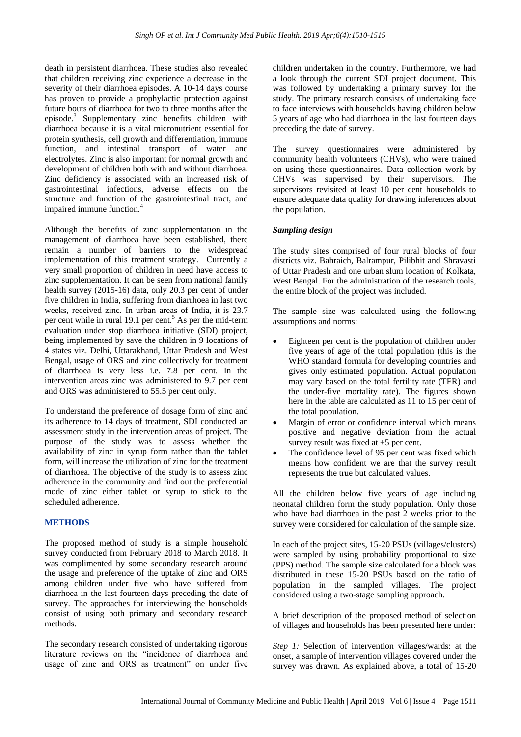death in persistent diarrhoea. These studies also revealed that children receiving zinc experience a decrease in the severity of their diarrhoea episodes. A 10-14 days course has proven to provide a prophylactic protection against future bouts of diarrhoea for two to three months after the episode.[3] Supplementary zinc benefits children with diarrhoea because it is a vital micronutrient essential for protein synthesis, cell growth and differentiation, immune function, and intestinal transport of water and electrolytes. Zinc is also important for normal growth and development of children both with and without diarrhoea. Zinc deficiency is associated with an increased risk of gastrointestinal infections, adverse effects on the structure and function of the gastrointestinal tract, and impaired immune function.[4]

Although the benefits of zinc supplementation in the management of diarrhoea have been established, there remain a number of barriers to the widespread implementation of this treatment strategy. Currently a very small proportion of children in need have access to zinc supplementation. It can be seen from national family health survey (2015-16) data, only 20.3 per cent of under five children in India, suffering from diarrhoea in last two weeks, received zinc. In urban areas of India, it is 23.7 per cent while in rural 19.1 per cent.[5] As per the mid-term evaluation under stop diarrhoea initiative (SDI) project, being implemented by save the children in 9 locations of 4 states viz. Delhi, Uttarakhand, Uttar Pradesh and West Bengal, usage of ORS and zinc collectively for treatment of diarrhoea is very less i.e. 7.8 per cent. In the intervention areas zinc was administered to 9.7 per cent and ORS was administered to 55.5 per cent only.

To understand the preference of dosage form of zinc and its adherence to 14 days of treatment, SDI conducted an assessment study in the intervention areas of project. The purpose of the study was to assess whether the availability of zinc in syrup form rather than the tablet form, will increase the utilization of zinc for the treatment of diarrhoea. The objective of the study is to assess zinc adherence in the community and find out the preferential mode of zinc either tablet or syrup to stick to the scheduled adherence.

## METHODS

The proposed method of study is a simple household survey conducted from February 2018 to March 2018. It was complimented by some secondary research around the usage and preference of the uptake of zinc and ORS among children under five who have suffered from diarrhoea in the last fourteen days preceding the date of survey. The approaches for interviewing the households consist of using both primary and secondary research methods.

The secondary research consisted of undertaking rigorous literature reviews on the "incidence of diarrhoea and usage of zinc and ORS as treatment" on under five children undertaken in the country. Furthermore, we had a look through the current SDI project document. This was followed by undertaking a primary survey for the study. The primary research consists of undertaking face to face interviews with households having children below 5 years of age who had diarrhoea in the last fourteen days preceding the date of survey.

The survey questionnaires were administered by community health volunteers (CHVs), who were trained on using these questionnaires. Data collection work by CHVs was supervised by their supervisors. The supervisors revisited at least 10 per cent households to ensure adequate data quality for drawing inferences about the population.

### *Sampling design*

The study sites comprised of four rural blocks of four districts viz. Bahraich, Balrampur, Pilibhit and Shravasti of Uttar Pradesh and one urban slum location of Kolkata, West Bengal. For the administration of the research tools, the entire block of the project was included.

The sample size was calculated using the following assumptions and norms:

- Eighteen per cent is the population of children under five years of age of the total population (this is the WHO standard formula for developing countries and gives only estimated population. Actual population may vary based on the total fertility rate (TFR) and the under-five mortality rate). The figures shown here in the table are calculated as 11 to 15 per cent of the total population.
- Margin of error or confidence interval which means positive and negative deviation from the actual survey result was fixed at ±5 per cent.
- The confidence level of 95 per cent was fixed which means how confident we are that the survey result represents the true but calculated values.

All the children below five years of age including neonatal children form the study population. Only those who have had diarrhoea in the past 2 weeks prior to the survey were considered for calculation of the sample size.

In each of the project sites, 15-20 PSUs (villages/clusters) were sampled by using probability proportional to size (PPS) method. The sample size calculated for a block was distributed in these 15-20 PSUs based on the ratio of population in the sampled villages. The project considered using a two-stage sampling approach.

A brief description of the proposed method of selection of villages and households has been presented here under:

*Step 1:* Selection of intervention villages/wards: at the onset, a sample of intervention villages covered under the survey was drawn. As explained above, a total of 15-20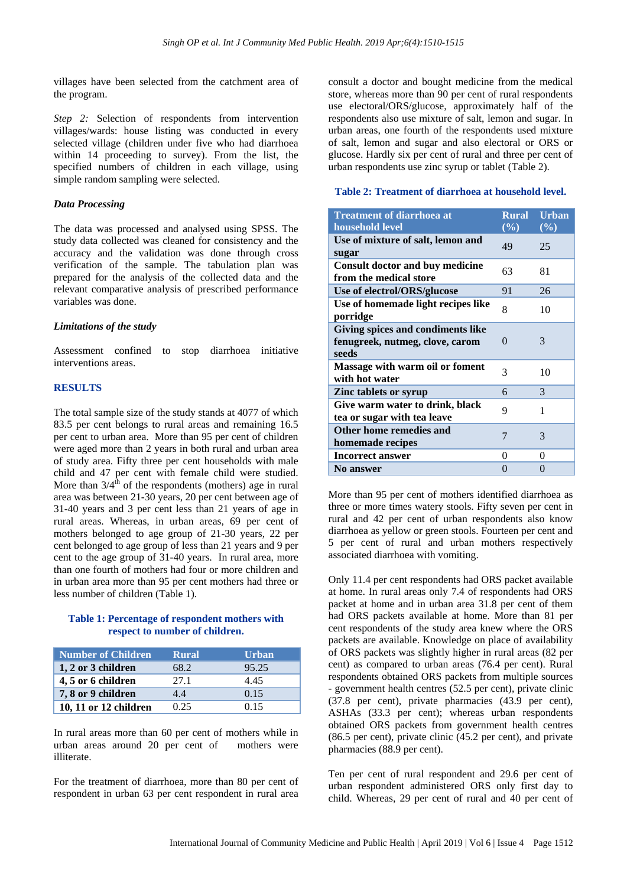villages have been selected from the catchment area of the program.

*Step 2:* Selection of respondents from intervention villages/wards: house listing was conducted in every selected village (children under five who had diarrhoea within 14 proceeding to survey). From the list, the specified numbers of children in each village, using simple random sampling were selected.

***Data Processing***

The data was processed and analysed using SPSS. The study data collected was cleaned for consistency and the accuracy and the validation was done through cross verification of the sample. The tabulation plan was prepared for the analysis of the collected data and the relevant comparative analysis of prescribed performance variables was done.

***Limitations of the study***

Assessment confined to stop diarrhoea initiative interventions areas.

## RESULTS

The total sample size of the study stands at 4077 of which 83.5 per cent belongs to rural areas and remaining 16.5 per cent to urban area. More than 95 per cent of children were aged more than 2 years in both rural and urban area of study area. Fifty three per cent households with male child and 47 per cent with female child were studied. More than 3/4$^{th}$ of the respondents (mothers) age in rural area was between 21-30 years, 20 per cent between age of 31-40 years and 3 per cent less than 21 years of age in rural areas. Whereas, in urban areas, 69 per cent of mothers belonged to age group of 21-30 years, 22 per cent belonged to age group of less than 21 years and 9 per cent to the age group of 31-40 years. In rural area, more than one fourth of mothers had four or more children and in urban area more than 95 per cent mothers had three or less number of children (Table 1).

**Table 1: Percentage of respondent mothers with respect to number of children.**

| Number of Children | Rural | Urban |
|---|---|---|
| **1, 2 or 3 children** | 68.2 | 95.25 |
| **4, 5 or 6 children** | 27.1 | 4.45 |
| **7, 8 or 9 children** | 4.4 | 0.15 |
| **10, 11 or 12 children** | 0.25 | 0.15 |

In rural areas more than 60 per cent of mothers while in urban areas around 20 per cent of mothers were illiterate.

For the treatment of diarrhoea, more than 80 per cent of respondent in urban 63 per cent respondent in rural area consult a doctor and bought medicine from the medical store, whereas more than 90 per cent of rural respondents use electoral/ORS/glucose, approximately half of the respondents also use mixture of salt, lemon and sugar. In urban areas, one fourth of the respondents used mixture of salt, lemon and sugar and also electoral or ORS or glucose. Hardly six per cent of rural and three per cent of urban respondents use zinc syrup or tablet (Table 2).

**Table 2: Treatment of diarrhoea at household level.**

| Treatment of diarrhoea at household level | Rural (%) | Urban (%) |
|---|---|---|
| **Use of mixture of salt, lemon and sugar** | 49 | 25 |
| **Consult doctor and buy medicine from the medical store** | 63 | 81 |
| **Use of electrol/ORS/glucose** | 91 | 26 |
| **Use of homemade light recipes like porridge** | 8 | 10 |
| **Giving spices and condiments like fenugreek, nutmeg, clove, carom seeds** | 0 | 3 |
| **Massage with warm oil or foment with hot water** | 3 | 10 |
| **Zinc tablets or syrup** | 6 | 3 |
| **Give warm water to drink, black tea or sugar with tea leave** | 9 | 1 |
| **Other home remedies and homemade recipes** | 7 | 3 |
| **Incorrect answer** | 0 | 0 |
| **No answer** | 0 | 0 |

More than 95 per cent of mothers identified diarrhoea as three or more times watery stools. Fifty seven per cent in rural and 42 per cent of urban respondents also know diarrhoea as yellow or green stools. Fourteen per cent and 5 per cent of rural and urban mothers respectively associated diarrhoea with vomiting.

Only 11.4 per cent respondents had ORS packet available at home. In rural areas only 7.4 of respondents had ORS packet at home and in urban area 31.8 per cent of them had ORS packets available at home. More than 81 per cent respondents of the study area knew where the ORS packets are available. Knowledge on place of availability of ORS packets was slightly higher in rural areas (82 per cent) as compared to urban areas (76.4 per cent). Rural respondents obtained ORS packets from multiple sources - government health centres (52.5 per cent), private clinic (37.8 per cent), private pharmacies (43.9 per cent), ASHAs (33.3 per cent); whereas urban respondents obtained ORS packets from government health centres (86.5 per cent), private clinic (45.2 per cent), and private pharmacies (88.9 per cent).

Ten per cent of rural respondent and 29.6 per cent of urban respondent administered ORS only first day to child. Whereas, 29 per cent of rural and 40 per cent of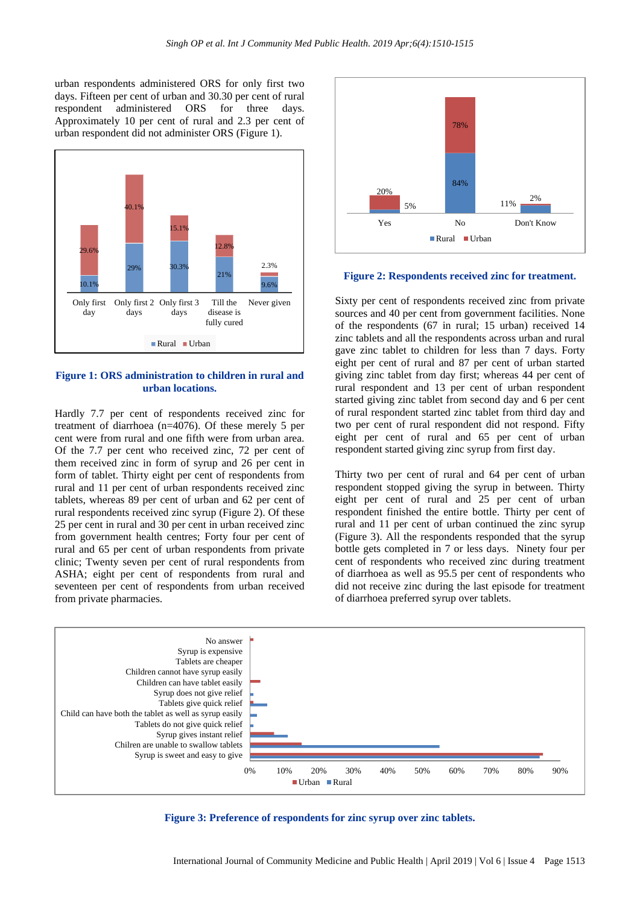urban respondents administered ORS for only first two days. Fifteen per cent of urban and 30.30 per cent of rural respondent administered ORS for three days. Approximately 10 per cent of rural and 2.3 per cent of urban respondent did not administer ORS (Figure 1).

**Figure 1: ORS administration to children in rural and urban locations.**

Hardly 7.7 per cent of respondents received zinc for treatment of diarrhoea (n=4076). Of these merely 5 per cent were from rural and one fifth were from urban area. Of the 7.7 per cent who received zinc, 72 per cent of them received zinc in form of syrup and 26 per cent in form of tablet. Thirty eight per cent of respondents from rural and 11 per cent of urban respondents received zinc tablets, whereas 89 per cent of urban and 62 per cent of rural respondents received zinc syrup (Figure 2). Of these 25 per cent in rural and 30 per cent in urban received zinc from government health centres; Forty four per cent of rural and 65 per cent of urban respondents from private clinic; Twenty seven per cent of rural respondents from ASHA; eight per cent of respondents from rural and seventeen per cent of respondents from urban received from private pharmacies.

**Figure 2: Respondents received zinc for treatment.**

Sixty per cent of respondents received zinc from private sources and 40 per cent from government facilities. None of the respondents (67 in rural; 15 urban) received 14 zinc tablets and all the respondents across urban and rural gave zinc tablet to children for less than 7 days. Forty eight per cent of rural and 87 per cent of urban started giving zinc tablet from day first; whereas 44 per cent of rural respondent and 13 per cent of urban respondent started giving zinc tablet from second day and 6 per cent of rural respondent started zinc tablet from third day and two per cent of rural respondent did not respond. Fifty eight per cent of rural and 65 per cent of urban respondent started giving zinc syrup from first day.

Thirty two per cent of rural and 64 per cent of urban respondent stopped giving the syrup in between. Thirty eight per cent of rural and 25 per cent of urban respondent finished the entire bottle. Thirty per cent of rural and 11 per cent of urban continued the zinc syrup (Figure 3). All the respondents responded that the syrup bottle gets completed in 7 or less days. Ninety four per cent of respondents who received zinc during treatment of diarrhoea as well as 95.5 per cent of respondents who did not receive zinc during the last episode for treatment of diarrhoea preferred syrup over tablets.

**Figure 3: Preference of respondents for zinc syrup over zinc tablets.**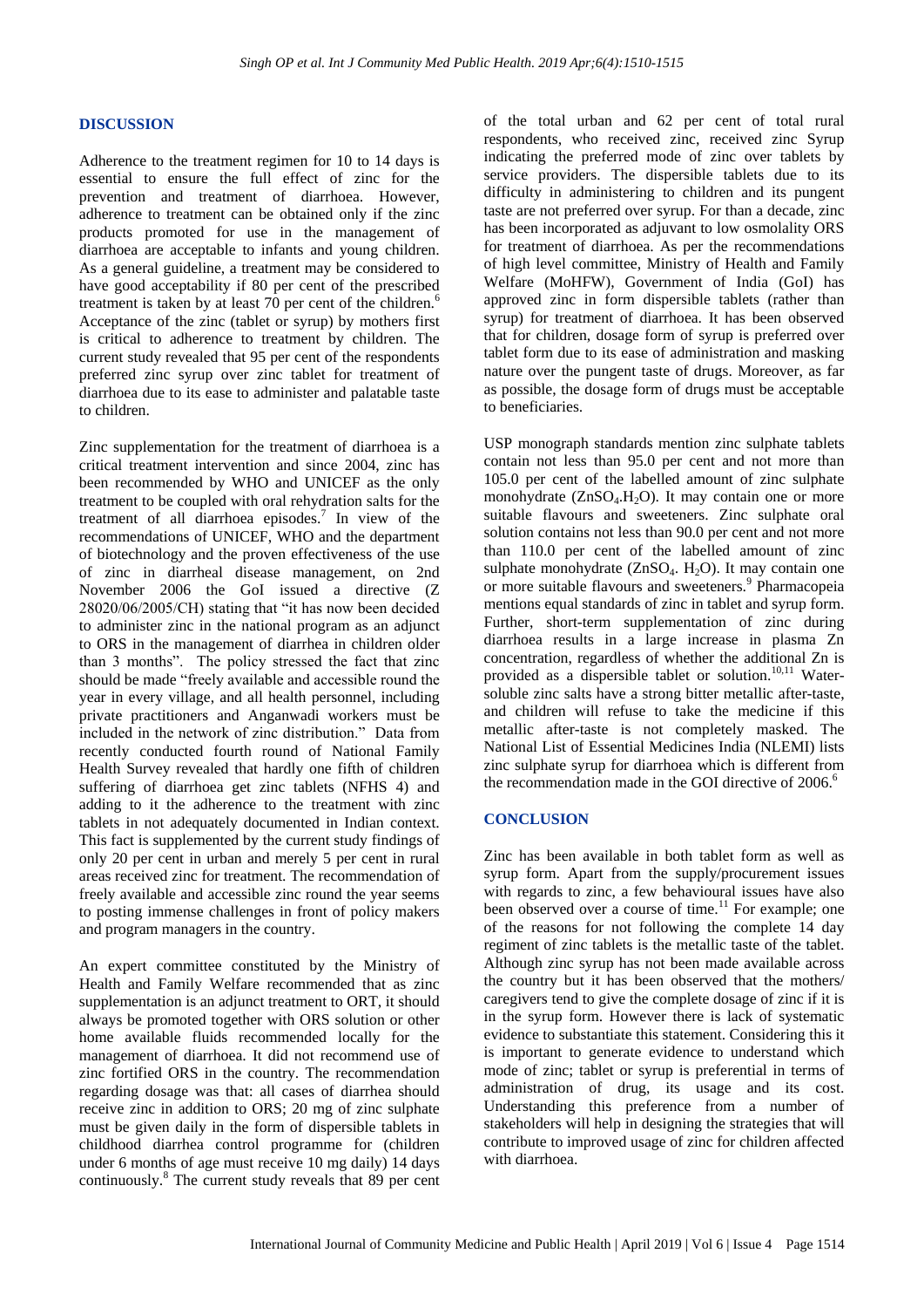## DISCUSSION

Adherence to the treatment regimen for 10 to 14 days is essential to ensure the full effect of zinc for the prevention and treatment of diarrhoea. However, adherence to treatment can be obtained only if the zinc products promoted for use in the management of diarrhoea are acceptable to infants and young children. As a general guideline, a treatment may be considered to have good acceptability if 80 per cent of the prescribed treatment is taken by at least 70 per cent of the children.[6] Acceptance of the zinc (tablet or syrup) by mothers first is critical to adherence to treatment by children. The current study revealed that 95 per cent of the respondents preferred zinc syrup over zinc tablet for treatment of diarrhoea due to its ease to administer and palatable taste to children.

Zinc supplementation for the treatment of diarrhoea is a critical treatment intervention and since 2004, zinc has been recommended by WHO and UNICEF as the only treatment to be coupled with oral rehydration salts for the treatment of all diarrhoea episodes.[7] In view of the recommendations of UNICEF, WHO and the department of biotechnology and the proven effectiveness of the use of zinc in diarrheal disease management, on 2nd November 2006 the GoI issued a directive (Z 28020/06/2005/CH) stating that "it has now been decided to administer zinc in the national program as an adjunct to ORS in the management of diarrhea in children older than 3 months". The policy stressed the fact that zinc should be made "freely available and accessible round the year in every village, and all health personnel, including private practitioners and Anganwadi workers must be included in the network of zinc distribution." Data from recently conducted fourth round of National Family Health Survey revealed that hardly one fifth of children suffering of diarrhoea get zinc tablets (NFHS 4) and adding to it the adherence to the treatment with zinc tablets in not adequately documented in Indian context. This fact is supplemented by the current study findings of only 20 per cent in urban and merely 5 per cent in rural areas received zinc for treatment. The recommendation of freely available and accessible zinc round the year seems to posting immense challenges in front of policy makers and program managers in the country.

An expert committee constituted by the Ministry of Health and Family Welfare recommended that as zinc supplementation is an adjunct treatment to ORT, it should always be promoted together with ORS solution or other home available fluids recommended locally for the management of diarrhoea. It did not recommend use of zinc fortified ORS in the country. The recommendation regarding dosage was that: all cases of diarrhea should receive zinc in addition to ORS; 20 mg of zinc sulphate must be given daily in the form of dispersible tablets in childhood diarrhea control programme for (children under 6 months of age must receive 10 mg daily) 14 days continuously.[8] The current study reveals that 89 per cent of the total urban and 62 per cent of total rural respondents, who received zinc, received zinc Syrup indicating the preferred mode of zinc over tablets by service providers. The dispersible tablets due to its difficulty in administering to children and its pungent taste are not preferred over syrup. For than a decade, zinc has been incorporated as adjuvant to low osmolality ORS for treatment of diarrhoea. As per the recommendations of high level committee, Ministry of Health and Family Welfare (MoHFW), Government of India (GoI) has approved zinc in form dispersible tablets (rather than syrup) for treatment of diarrhoea. It has been observed that for children, dosage form of syrup is preferred over tablet form due to its ease of administration and masking nature over the pungent taste of drugs. Moreover, as far as possible, the dosage form of drugs must be acceptable to beneficiaries.

USP monograph standards mention zinc sulphate tablets contain not less than 95.0 per cent and not more than 105.0 per cent of the labelled amount of zinc sulphate monohydrate ($ZnSO_4.H_2O$). It may contain one or more suitable flavours and sweeteners. Zinc sulphate oral solution contains not less than 90.0 per cent and not more than 110.0 per cent of the labelled amount of zinc sulphate monohydrate ($ZnSO_4$. $H_2O$). It may contain one or more suitable flavours and sweeteners.[9] Pharmacopeia mentions equal standards of zinc in tablet and syrup form. Further, short-term supplementation of zinc during diarrhoea results in a large increase in plasma Zn concentration, regardless of whether the additional Zn is provided as a dispersible tablet or solution.[10,11] Water-soluble zinc salts have a strong bitter metallic after-taste, and children will refuse to take the medicine if this metallic after-taste is not completely masked. The National List of Essential Medicines India (NLEMI) lists zinc sulphate syrup for diarrhoea which is different from the recommendation made in the GOI directive of 2006.[6]

## CONCLUSION

Zinc has been available in both tablet form as well as syrup form. Apart from the supply/procurement issues with regards to zinc, a few behavioural issues have also been observed over a course of time.[11] For example; one of the reasons for not following the complete 14 day regiment of zinc tablets is the metallic taste of the tablet. Although zinc syrup has not been made available across the country but it has been observed that the mothers/ caregivers tend to give the complete dosage of zinc if it is in the syrup form. However there is lack of systematic evidence to substantiate this statement. Considering this it is important to generate evidence to understand which mode of zinc; tablet or syrup is preferential in terms of administration of drug, its usage and its cost. Understanding this preference from a number of stakeholders will help in designing the strategies that will contribute to improved usage of zinc for children affected with diarrhoea.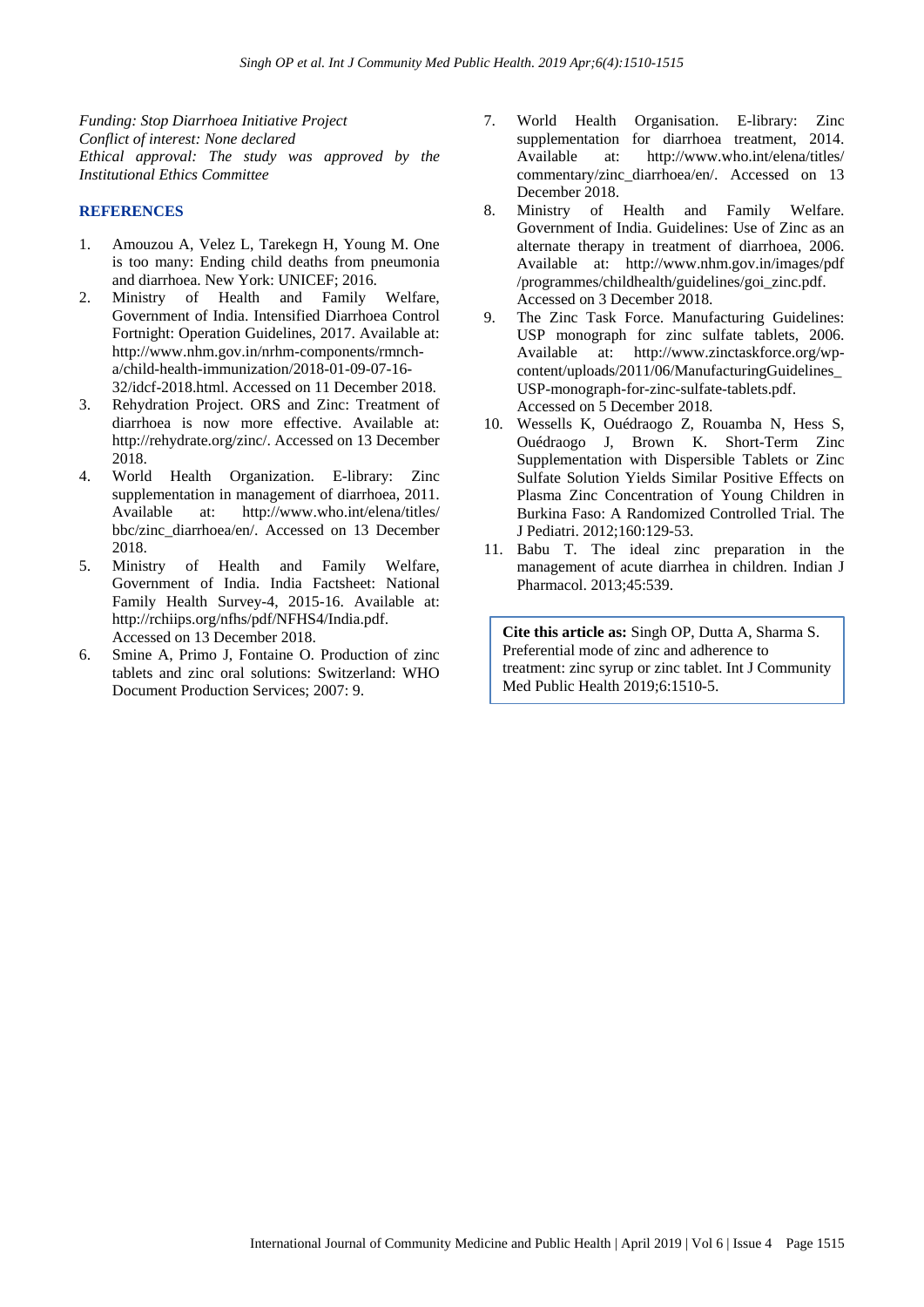*Funding: Stop Diarrhoea Initiative Project*
*Conflict of interest: None declared*
*Ethical approval: The study was approved by the Institutional Ethics Committee*

## REFERENCES

1. Amouzou A, Velez L, Tarekegn H, Young M. One is too many: Ending child deaths from pneumonia and diarrhoea. New York: UNICEF; 2016.
2. Ministry of Health and Family Welfare, Government of India. Intensified Diarrhoea Control Fortnight: Operation Guidelines, 2017. Available at: http://www.nhm.gov.in/nrhm-components/rmnch-a/child-health-immunization/2018-01-09-07-16-32/idcf-2018.html. Accessed on 11 December 2018.
3. Rehydration Project. ORS and Zinc: Treatment of diarrhoea is now more effective. Available at: http://rehydrate.org/zinc/. Accessed on 13 December 2018.
4. World Health Organization. E-library: Zinc supplementation in management of diarrhoea, 2011. Available at: http://www.who.int/elena/titles/bbc/zinc_diarrhoea/en/. Accessed on 13 December 2018.
5. Ministry of Health and Family Welfare, Government of India. India Factsheet: National Family Health Survey-4, 2015-16. Available at: http://rchiips.org/nfhs/pdf/NFHS4/India.pdf. Accessed on 13 December 2018.
6. Smine A, Primo J, Fontaine O. Production of zinc tablets and zinc oral solutions: Switzerland: WHO Document Production Services; 2007: 9.
7. World Health Organisation. E-library: Zinc supplementation for diarrhoea treatment, 2014. Available at: http://www.who.int/elena/titles/commentary/zinc_diarrhoea/en/. Accessed on 13 December 2018.
8. Ministry of Health and Family Welfare. Government of India. Guidelines: Use of Zinc as an alternate therapy in treatment of diarrhoea, 2006. Available at: http://www.nhm.gov.in/images/pdf/programmes/childhealth/guidelines/goi_zinc.pdf. Accessed on 3 December 2018.
9. The Zinc Task Force. Manufacturing Guidelines: USP monograph for zinc sulfate tablets, 2006. Available at: http://www.zinctaskforce.org/wp-content/uploads/2011/06/ManufacturingGuidelines_USP-monograph-for-zinc-sulfate-tablets.pdf. Accessed on 5 December 2018.
10. Wessells K, Ouédraogo Z, Rouamba N, Hess S, Ouédraogo J, Brown K. Short-Term Zinc Supplementation with Dispersible Tablets or Zinc Sulfate Solution Yields Similar Positive Effects on Plasma Zinc Concentration of Young Children in Burkina Faso: A Randomized Controlled Trial. The J Pediatri. 2012;160:129-53.
11. Babu T. The ideal zinc preparation in the management of acute diarrhea in children. Indian J Pharmacol. 2013;45:539.

**Cite this article as:** Singh OP, Dutta A, Sharma S. Preferential mode of zinc and adherence to treatment: zinc syrup or zinc tablet. Int J Community Med Public Health 2019;6:1510-5.